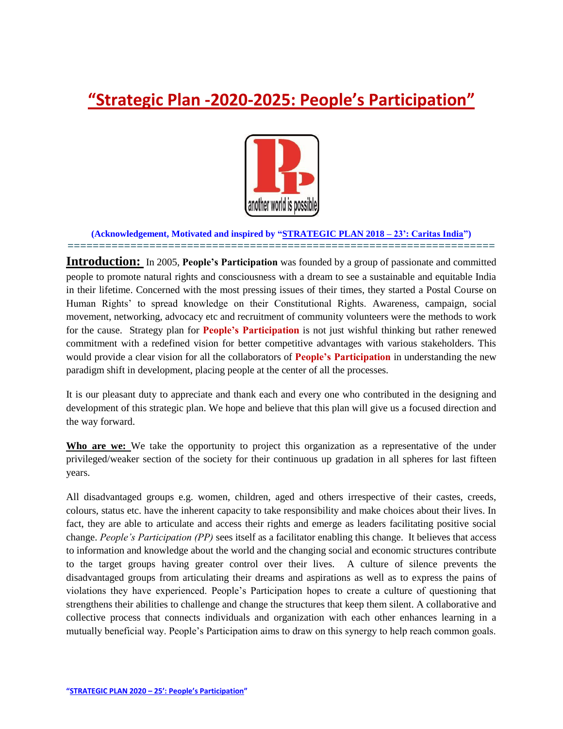# "Strategic Plan -2020-2025: People's Participation"

**(Acknowledgement, Motivated and inspired by "STRATEGIC PLAN 2018 – 23': Caritas India")**

**Introduction:** In 2005, **People's Participation** was founded by a group of passionate and committed people to promote natural rights and consciousness with a dream to see a sustainable and equitable India in their lifetime. Concerned with the most pressing issues of their times, they started a Postal Course on Human Rights' to spread knowledge on their Constitutional Rights. Awareness, campaign, social movement, networking, advocacy etc and recruitment of community volunteers were the methods to work for the cause. Strategy plan for **People's Participation** is not just wishful thinking but rather renewed commitment with a redefined vision for better competitive advantages with various stakeholders. This would provide a clear vision for all the collaborators of **People's Participation** in understanding the new paradigm shift in development, placing people at the center of all the processes.

It is our pleasant duty to appreciate and thank each and every one who contributed in the designing and development of this strategic plan. We hope and believe that this plan will give us a focused direction and the way forward.

**Who are we:** We take the opportunity to project this organization as a representative of the under privileged/weaker section of the society for their continuous up gradation in all spheres for last fifteen years.

All disadvantaged groups e.g. women, children, aged and others irrespective of their castes, creeds, colours, status etc. have the inherent capacity to take responsibility and make choices about their lives. In fact, they are able to articulate and access their rights and emerge as leaders facilitating positive social change. *People's Participation (PP)* sees itself as a facilitator enabling this change. It believes that access to information and knowledge about the world and the changing social and economic structures contribute to the target groups having greater control over their lives. A culture of silence prevents the disadvantaged groups from articulating their dreams and aspirations as well as to express the pains of violations they have experienced. People's Participation hopes to create a culture of questioning that strengthens their abilities to challenge and change the structures that keep them silent. A collaborative and collective process that connects individuals and organization with each other enhances learning in a mutually beneficial way. People's Participation aims to draw on this synergy to help reach common goals.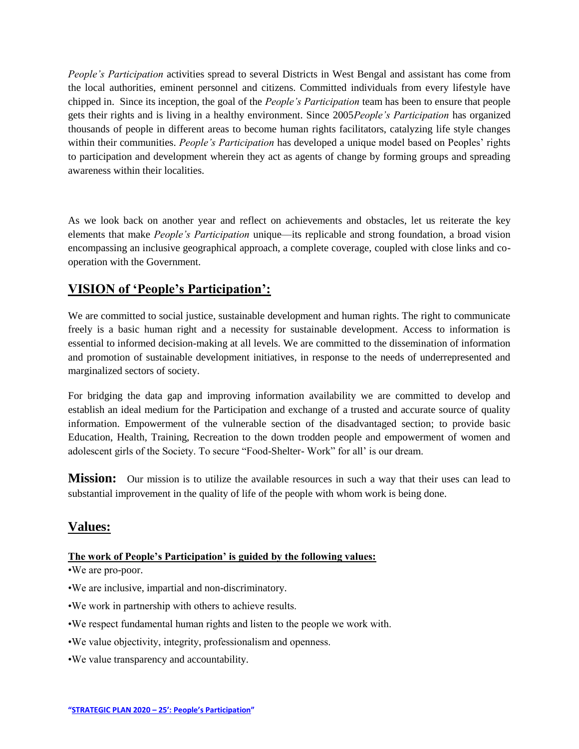*People's Participation* activities spread to several Districts in West Bengal and assistant has come from the local authorities, eminent personnel and citizens. Committed individuals from every lifestyle have chipped in. Since its inception, the goal of the *People's Participation* team has been to ensure that people gets their rights and is living in a healthy environment. Since 2005*People's Participation* has organized thousands of people in different areas to become human rights facilitators, catalyzing life style changes within their communities. *People's Participation* has developed a unique model based on Peoples' rights to participation and development wherein they act as agents of change by forming groups and spreading awareness within their localities.

As we look back on another year and reflect on achievements and obstacles, let us reiterate the key elements that make *People's Participation* unique—its replicable and strong foundation, a broad vision encompassing an inclusive geographical approach, a complete coverage, coupled with close links and co-operation with the Government.

## VISION of 'People's Participation':

We are committed to social justice, sustainable development and human rights. The right to communicate freely is a basic human right and a necessity for sustainable development. Access to information is essential to informed decision-making at all levels. We are committed to the dissemination of information and promotion of sustainable development initiatives, in response to the needs of underrepresented and marginalized sectors of society.

For bridging the data gap and improving information availability we are committed to develop and establish an ideal medium for the Participation and exchange of a trusted and accurate source of quality information. Empowerment of the vulnerable section of the disadvantaged section; to provide basic Education, Health, Training, Recreation to the down trodden people and empowerment of women and adolescent girls of the Society. To secure "Food-Shelter- Work" for all' is our dream.

**Mission:** Our mission is to utilize the available resources in such a way that their uses can lead to substantial improvement in the quality of life of the people with whom work is being done.

## Values:

**The work of People's Participation' is guided by the following values:**

- We are pro-poor.
- We are inclusive, impartial and non-discriminatory.
- We work in partnership with others to achieve results.
- We respect fundamental human rights and listen to the people we work with.
- We value objectivity, integrity, professionalism and openness.
- We value transparency and accountability.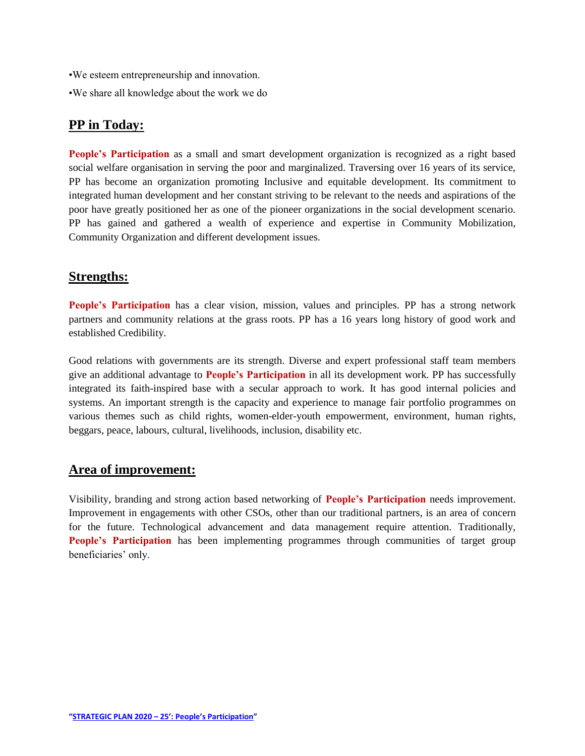•We esteem entrepreneurship and innovation.

•We share all knowledge about the work we do

## PP in Today:

**People's Participation** as a small and smart development organization is recognized as a right based social welfare organisation in serving the poor and marginalized. Traversing over 16 years of its service, PP has become an organization promoting Inclusive and equitable development. Its commitment to integrated human development and her constant striving to be relevant to the needs and aspirations of the poor have greatly positioned her as one of the pioneer organizations in the social development scenario. PP has gained and gathered a wealth of experience and expertise in Community Mobilization, Community Organization and different development issues.

## Strengths:

**People's Participation** has a clear vision, mission, values and principles. PP has a strong network partners and community relations at the grass roots. PP has a 16 years long history of good work and established Credibility.

Good relations with governments are its strength. Diverse and expert professional staff team members give an additional advantage to **People's Participation** in all its development work. PP has successfully integrated its faith-inspired base with a secular approach to work. It has good internal policies and systems. An important strength is the capacity and experience to manage fair portfolio programmes on various themes such as child rights, women-elder-youth empowerment, environment, human rights, beggars, peace, labours, cultural, livelihoods, inclusion, disability etc.

## Area of improvement:

Visibility, branding and strong action based networking of **People's Participation** needs improvement. Improvement in engagements with other CSOs, other than our traditional partners, is an area of concern for the future. Technological advancement and data management require attention. Traditionally, **People's Participation** has been implementing programmes through communities of target group beneficiaries' only.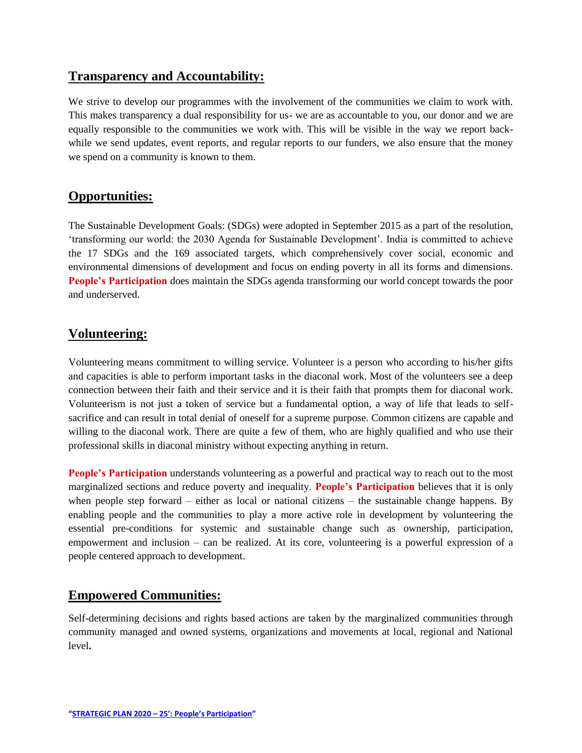## Transparency and Accountability:

We strive to develop our programmes with the involvement of the communities we claim to work with. This makes transparency a dual responsibility for us- we are as accountable to you, our donor and we are equally responsible to the communities we work with. This will be visible in the way we report back- while we send updates, event reports, and regular reports to our funders, we also ensure that the money we spend on a community is known to them.

## Opportunities:

The Sustainable Development Goals: (SDGs) were adopted in September 2015 as a part of the resolution, 'transforming our world: the 2030 Agenda for Sustainable Development'. India is committed to achieve the 17 SDGs and the 169 associated targets, which comprehensively cover social, economic and environmental dimensions of development and focus on ending poverty in all its forms and dimensions. **People's Participation** does maintain the SDGs agenda transforming our world concept towards the poor and underserved.

## Volunteering:

Volunteering means commitment to willing service. Volunteer is a person who according to his/her gifts and capacities is able to perform important tasks in the diaconal work. Most of the volunteers see a deep connection between their faith and their service and it is their faith that prompts them for diaconal work. Volunteerism is not just a token of service but a fundamental option, a way of life that leads to self-sacrifice and can result in total denial of oneself for a supreme purpose. Common citizens are capable and willing to the diaconal work. There are quite a few of them, who are highly qualified and who use their professional skills in diaconal ministry without expecting anything in return.

**People's Participation** understands volunteering as a powerful and practical way to reach out to the most marginalized sections and reduce poverty and inequality. **People's Participation** believes that it is only when people step forward – either as local or national citizens – the sustainable change happens. By enabling people and the communities to play a more active role in development by volunteering the essential pre-conditions for systemic and sustainable change such as ownership, participation, empowerment and inclusion – can be realized. At its core, volunteering is a powerful expression of a people centered approach to development.

## Empowered Communities:

Self-determining decisions and rights based actions are taken by the marginalized communities through community managed and owned systems, organizations and movements at local, regional and National level.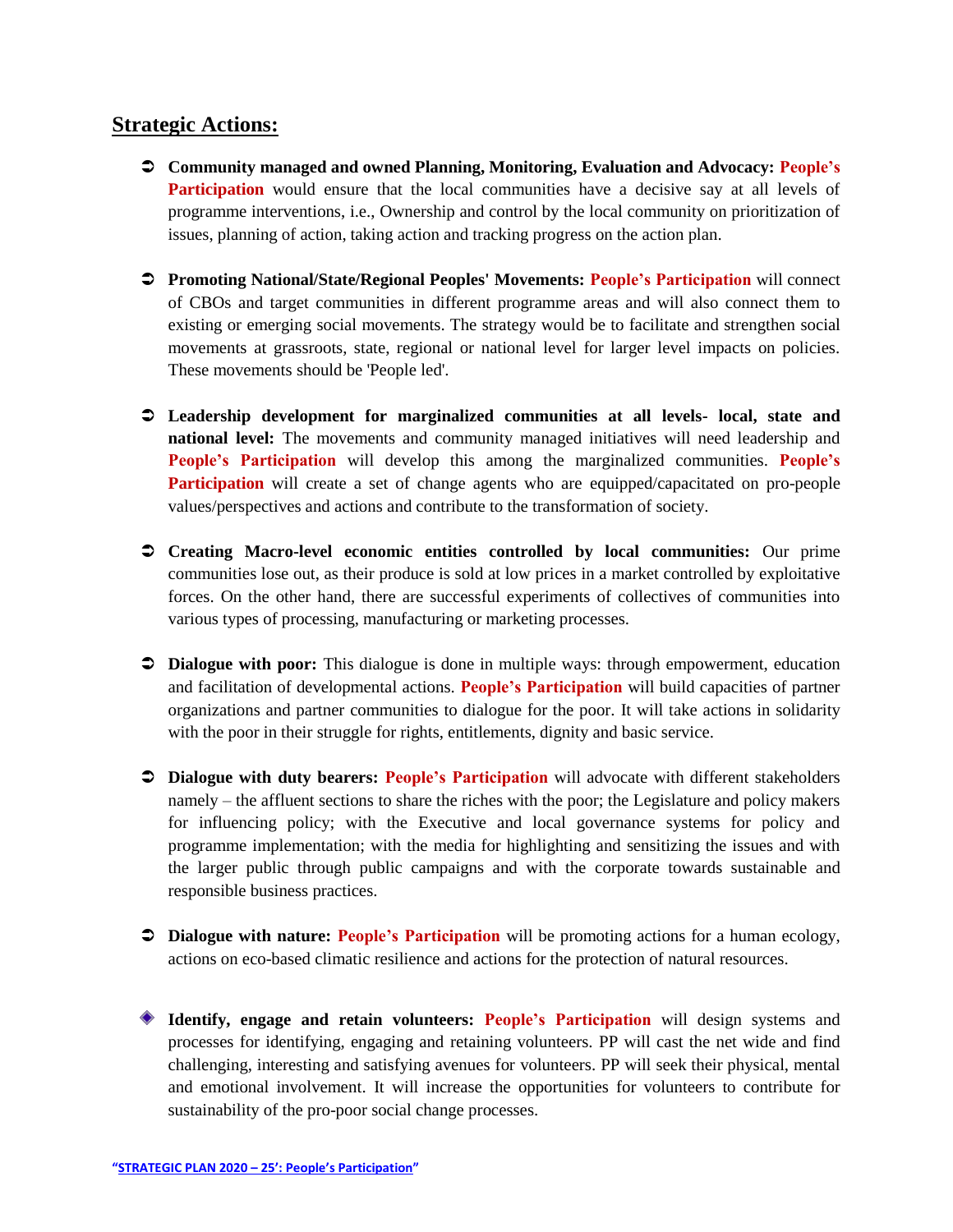## Strategic Actions:

- **Community managed and owned Planning, Monitoring, Evaluation and Advocacy:** **People's Participation** would ensure that the local communities have a decisive say at all levels of programme interventions, i.e., Ownership and control by the local community on prioritization of issues, planning of action, taking action and tracking progress on the action plan.

- **Promoting National/State/Regional Peoples' Movements:** **People's Participation** will connect of CBOs and target communities in different programme areas and will also connect them to existing or emerging social movements. The strategy would be to facilitate and strengthen social movements at grassroots, state, regional or national level for larger level impacts on policies. These movements should be 'People led'.

- **Leadership development for marginalized communities at all levels- local, state and national level:** The movements and community managed initiatives will need leadership and **People's Participation** will develop this among the marginalized communities. **People's Participation** will create a set of change agents who are equipped/capacitated on pro-people values/perspectives and actions and contribute to the transformation of society.

- **Creating Macro-level economic entities controlled by local communities:** Our prime communities lose out, as their produce is sold at low prices in a market controlled by exploitative forces. On the other hand, there are successful experiments of collectives of communities into various types of processing, manufacturing or marketing processes.

- **Dialogue with poor:** This dialogue is done in multiple ways: through empowerment, education and facilitation of developmental actions. **People's Participation** will build capacities of partner organizations and partner communities to dialogue for the poor. It will take actions in solidarity with the poor in their struggle for rights, entitlements, dignity and basic service.

- **Dialogue with duty bearers:** **People's Participation** will advocate with different stakeholders namely – the affluent sections to share the riches with the poor; the Legislature and policy makers for influencing policy; with the Executive and local governance systems for policy and programme implementation; with the media for highlighting and sensitizing the issues and with the larger public through public campaigns and with the corporate towards sustainable and responsible business practices.

- **Dialogue with nature:** **People's Participation** will be promoting actions for a human ecology, actions on eco-based climatic resilience and actions for the protection of natural resources.

- **Identify, engage and retain volunteers:** **People's Participation** will design systems and processes for identifying, engaging and retaining volunteers. PP will cast the net wide and find challenging, interesting and satisfying avenues for volunteers. PP will seek their physical, mental and emotional involvement. It will increase the opportunities for volunteers to contribute for sustainability of the pro-poor social change processes.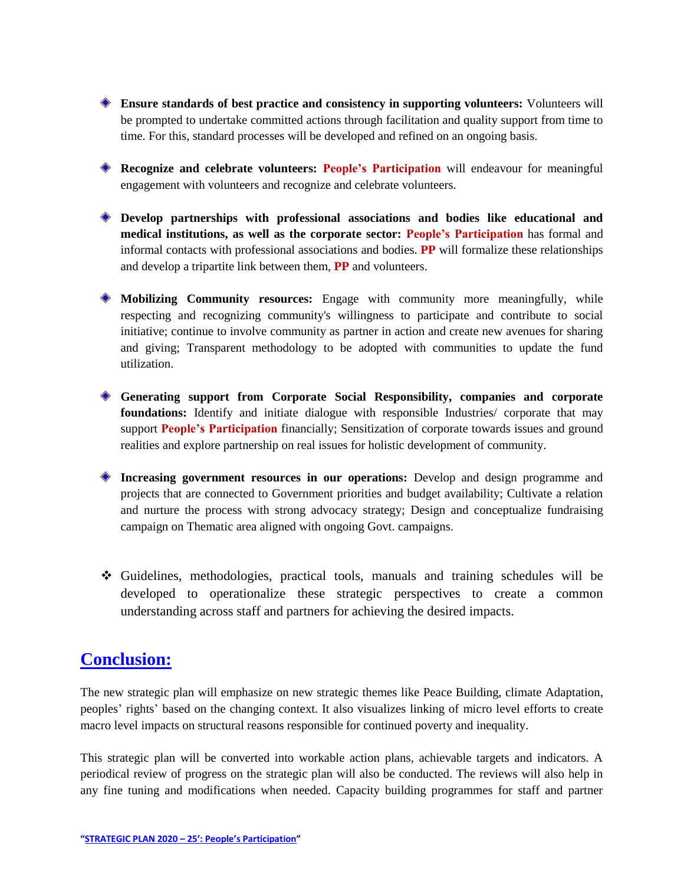- **Ensure standards of best practice and consistency in supporting volunteers:** Volunteers will be prompted to undertake committed actions through facilitation and quality support from time to time. For this, standard processes will be developed and refined on an ongoing basis.

- **Recognize and celebrate volunteers:** **People's Participation** will endeavour for meaningful engagement with volunteers and recognize and celebrate volunteers.

- **Develop partnerships with professional associations and bodies like educational and medical institutions, as well as the corporate sector:** **People's Participation** has formal and informal contacts with professional associations and bodies. **PP** will formalize these relationships and develop a tripartite link between them, **PP** and volunteers.

- **Mobilizing Community resources:** Engage with community more meaningfully, while respecting and recognizing community's willingness to participate and contribute to social initiative; continue to involve community as partner in action and create new avenues for sharing and giving; Transparent methodology to be adopted with communities to update the fund utilization.

- **Generating support from Corporate Social Responsibility, companies and corporate foundations:** Identify and initiate dialogue with responsible Industries/ corporate that may support **People's Participation** financially; Sensitization of corporate towards issues and ground realities and explore partnership on real issues for holistic development of community.

- **Increasing government resources in our operations:** Develop and design programme and projects that are connected to Government priorities and budget availability; Cultivate a relation and nurture the process with strong advocacy strategy; Design and conceptualize fundraising campaign on Thematic area aligned with ongoing Govt. campaigns.

- Guidelines, methodologies, practical tools, manuals and training schedules will be developed to operationalize these strategic perspectives to create a common understanding across staff and partners for achieving the desired impacts.

## Conclusion:

The new strategic plan will emphasize on new strategic themes like Peace Building, climate Adaptation, peoples' rights' based on the changing context. It also visualizes linking of micro level efforts to create macro level impacts on structural reasons responsible for continued poverty and inequality.

This strategic plan will be converted into workable action plans, achievable targets and indicators. A periodical review of progress on the strategic plan will also be conducted. The reviews will also help in any fine tuning and modifications when needed. Capacity building programmes for staff and partner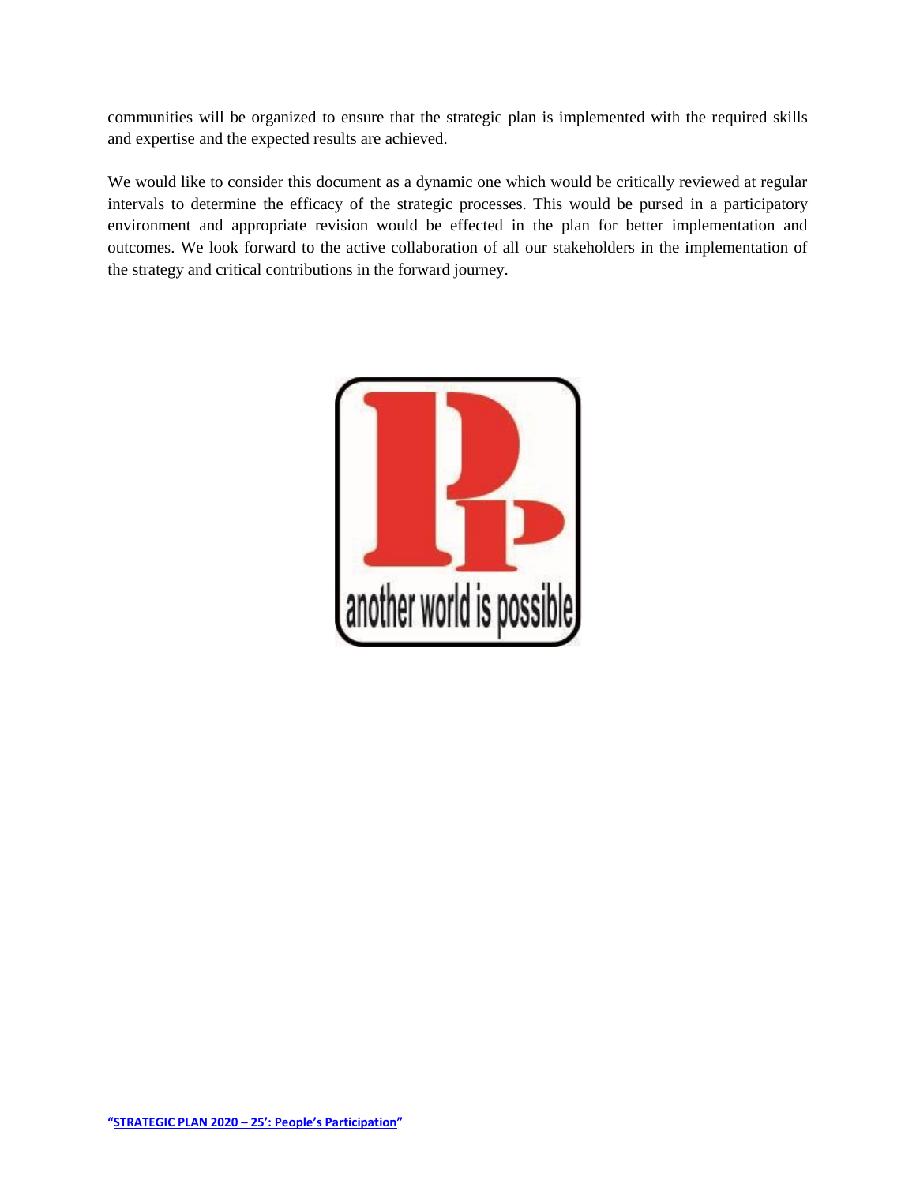communities will be organized to ensure that the strategic plan is implemented with the required skills and expertise and the expected results are achieved.

We would like to consider this document as a dynamic one which would be critically reviewed at regular intervals to determine the efficacy of the strategic processes. This would be pursed in a participatory environment and appropriate revision would be effected in the plan for better implementation and outcomes. We look forward to the active collaboration of all our stakeholders in the implementation of the strategy and critical contributions in the forward journey.